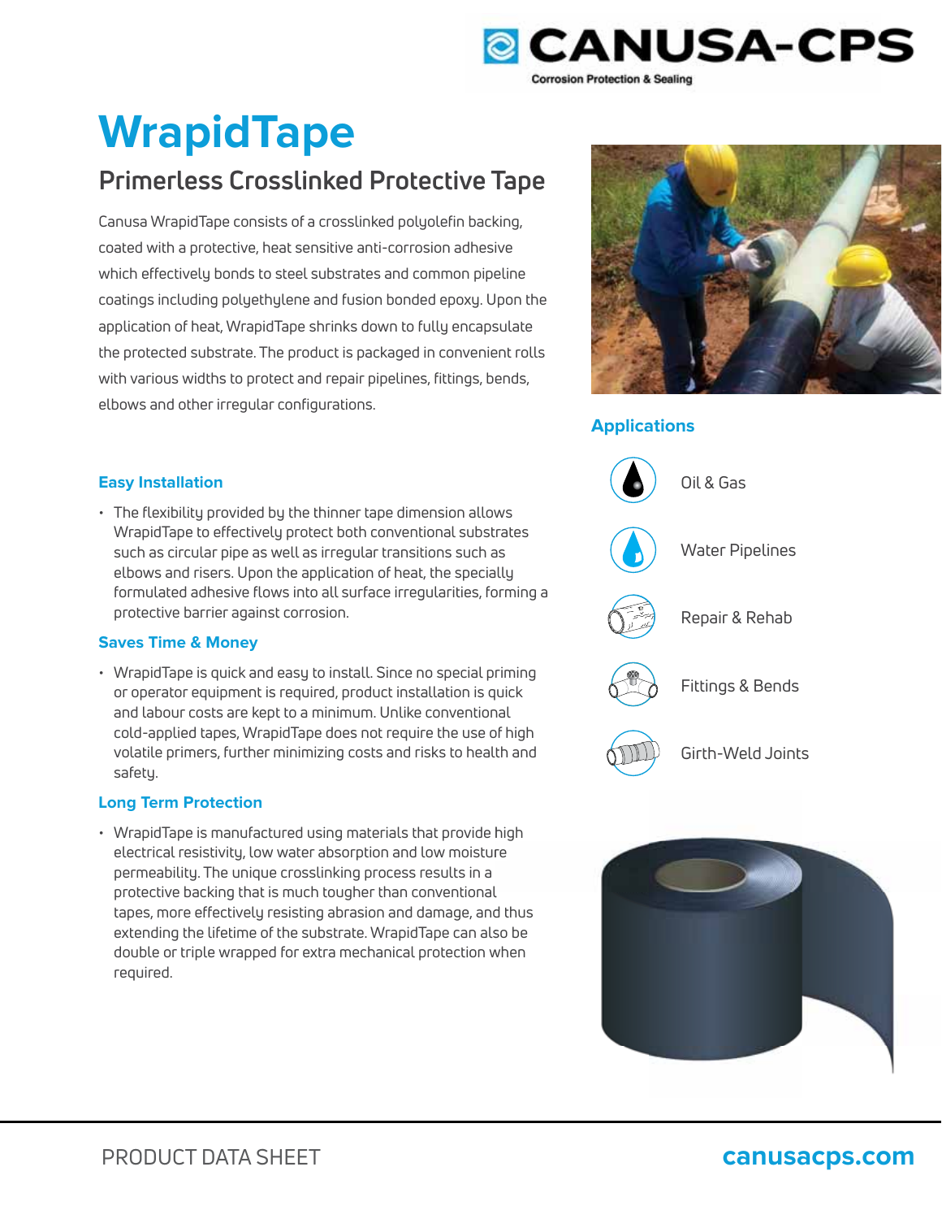CANUSA-CPS

Corrosion Protection & Sealing

# WrapidTape

## Primerless Crosslinked Protective Tape

Canusa WrapidTape consists of a crosslinked polyolefin backing, coated with a protective, heat sensitive anti-corrosion adhesive which effectively bonds to steel substrates and common pipeline coatings including polyethylene and fusion bonded epoxy. Upon the application of heat, WrapidTape shrinks down to fully encapsulate the protected substrate. The product is packaged in convenient rolls with various widths to protect and repair pipelines, fittings, bends, elbows and other irregular configurations.

### Easy Installation

- The flexibility provided by the thinner tape dimension allows WrapidTape to effectively protect both conventional substrates such as circular pipe as well as irregular transitions such as elbows and risers. Upon the application of heat, the specially formulated adhesive flows into all surface irregularities, forming a protective barrier against corrosion.

### Saves Time & Money

- WrapidTape is quick and easy to install. Since no special priming or operator equipment is required, product installation is quick and labour costs are kept to a minimum. Unlike conventional cold-applied tapes, WrapidTape does not require the use of high volatile primers, further minimizing costs and risks to health and safety.

### Long Term Protection

- WrapidTape is manufactured using materials that provide high electrical resistivity, low water absorption and low moisture permeability. The unique crosslinking process results in a protective backing that is much tougher than conventional tapes, more effectively resisting abrasion and damage, and thus extending the lifetime of the substrate. WrapidTape can also be double or triple wrapped for extra mechanical protection when required.

### Applications

- Oil & Gas
- Water Pipelines
- Repair & Rehab
- Fittings & Bends
- Girth-Weld Joints

PRODUCT DATA SHEET

canusacps.com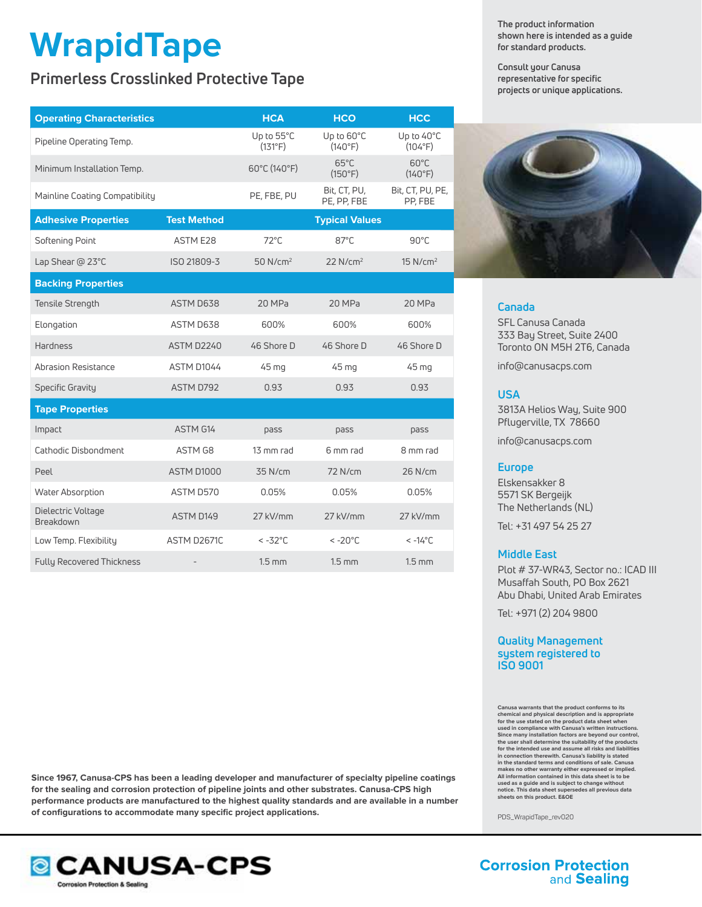# WrapidTape

## Primerless Crosslinked Protective Tape

The product information shown here is intended as a guide for standard products.

Consult your Canusa representative for specific projects or unique applications.

| Operating Characteristics | | HCA | HCO | HCC |
|---|---|---|---|---|
| Pipeline Operating Temp. | | Up to 55°C (131°F) | Up to 60°C (140°F) | Up to 40°C (104°F) |
| Minimum Installation Temp. | | 60°C (140°F) | 65°C (150°F) | 60°C (140°F) |
| Mainline Coating Compatibility | | PE, FBE, PU | Bit, CT, PU, PE, PP, FBE | Bit, CT, PU, PE, PP, FBE |
| **Adhesive Properties** | **Test Method** | | **Typical Values** | |
| Softening Point | ASTM E28 | 72°C | 87°C | 90°C |
| Lap Shear @ 23°C | ISO 21809-3 | 50 N/cm$^2$ | 22 N/cm$^2$ | 15 N/cm$^2$ |
| **Backing Properties** | | | | |
| Tensile Strength | ASTM D638 | 20 MPa | 20 MPa | 20 MPa |
| Elongation | ASTM D638 | 600% | 600% | 600% |
| Hardness | ASTM D2240 | 46 Shore D | 46 Shore D | 46 Shore D |
| Abrasion Resistance | ASTM D1044 | 45 mg | 45 mg | 45 mg |
| Specific Gravity | ASTM D792 | 0.93 | 0.93 | 0.93 |
| **Tape Properties** | | | | |
| Impact | ASTM G14 | pass | pass | pass |
| Cathodic Disbondment | ASTM G8 | 13 mm rad | 6 mm rad | 8 mm rad |
| Peel | ASTM D1000 | 35 N/cm | 72 N/cm | 26 N/cm |
| Water Absorption | ASTM D570 | 0.05% | 0.05% | 0.05% |
| Dielectric Voltage Breakdown | ASTM D149 | 27 kV/mm | 27 kV/mm | 27 kV/mm |
| Low Temp. Flexibility | ASTM D2671C | < -32°C | < -20°C | < -14°C |
| Fully Recovered Thickness | - | 1.5 mm | 1.5 mm | 1.5 mm |

### Canada

SFL Canusa Canada
333 Bay Street, Suite 2400
Toronto ON M5H 2T6, Canada

info@canusacps.com

### USA

3813A Helios Way, Suite 900
Pflugerville, TX 78660

info@canusacps.com

### Europe

Elskensakker 8
5571 SK Bergeijk
The Netherlands (NL)

Tel: +31 497 54 25 27

### Middle East

Plot # 37-WR43, Sector no.: ICAD III
Musaffah South, PO Box 2621
Abu Dhabi, United Arab Emirates

Tel: +971 (2) 204 9800

### Quality Management system registered to ISO 9001

**Since 1967, Canusa-CPS has been a leading developer and manufacturer of specialty pipeline coatings for the sealing and corrosion protection of pipeline joints and other substrates. Canusa-CPS high performance products are manufactured to the highest quality standards and are available in a number of configurations to accommodate many specific project applications.**

Canusa warrants that the product conforms to its chemical and physical description and is appropriate for the use stated on the product data sheet when used in compliance with Canusa's written instructions. Since many installation factors are beyond our control, the user shall determine the suitability of the products for the intended use and assume all risks and liabilities in connection therewith. Canusa's liability is stated in the standard terms and conditions of sale. Canusa makes no other warranty either expressed or implied. All information contained in this data sheet is to be used as a guide and is subject to change without notice. This data sheet supersedes all previous data sheets on this product. E&OE

PDS_WrapidTape_rev020

CANUSA-CPS
Corrosion Protection & Sealing

Corrosion Protection and Sealing